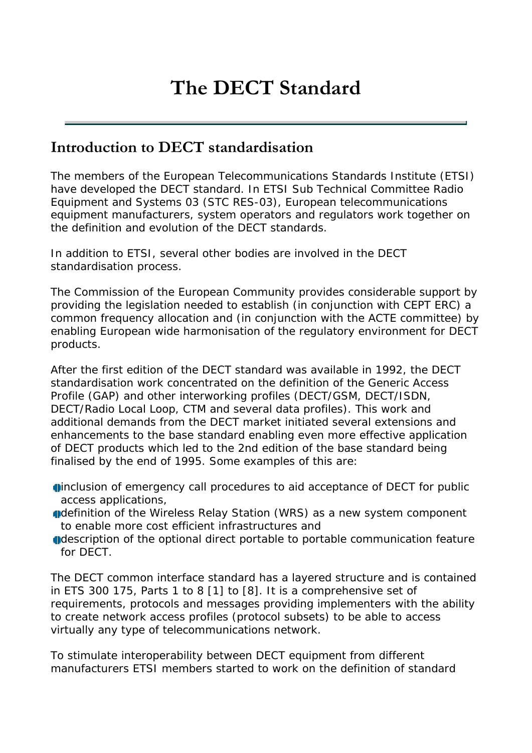# The DECT Standard

## Introduction to DECT standardisation

The members of the European Telecommunications Standards Institute (ETSI) have developed the DECT standard. In ETSI Sub Technical Committee Radio Equipment and Systems 03 (STC RES-03), European telecommunications equipment manufacturers, system operators and regulators work together on the definition and evolution of the DECT standards.

In addition to ETSI, several other bodies are involved in the DECT standardisation process.

The Commission of the European Community provides considerable support by providing the legislation needed to establish (in conjunction with CEPT ERC) a common frequency allocation and (in conjunction with the ACTE committee) by enabling European wide harmonisation of the regulatory environment for DECT products.

After the first edition of the DECT standard was available in 1992, the DECT standardisation work concentrated on the definition of the Generic Access Profile (GAP) and other interworking profiles (DECT/GSM, DECT/ISDN, DECT/Radio Local Loop, CTM and several data profiles). This work and additional demands from the DECT market initiated several extensions and enhancements to the base standard enabling even more effective application of DECT products which led to the 2nd edition of the base standard being finalised by the end of 1995. Some examples of this are:

- inclusion of emergency call procedures to aid acceptance of DECT for public access applications,
- definition of the Wireless Relay Station (WRS) as a new system component to enable more cost efficient infrastructures and
- description of the optional direct portable to portable communication feature for DECT.

The DECT common interface standard has a layered structure and is contained in ETS 300 175, Parts 1 to 8 [1] to [8]. It is a comprehensive set of requirements, protocols and messages providing implementers with the ability to create network access profiles (protocol subsets) to be able to access virtually any type of telecommunications network.

To stimulate interoperability between DECT equipment from different manufacturers ETSI members started to work on the definition of standard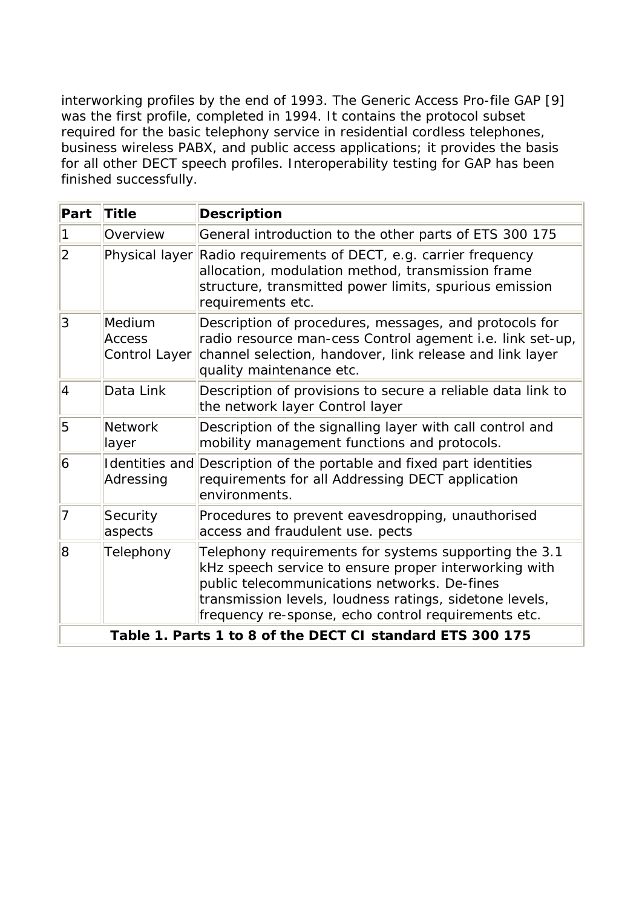interworking profiles by the end of 1993. The Generic Access Pro-file GAP [9] was the first profile, completed in 1994. It contains the protocol subset required for the basic telephony service in residential cordless telephones, business wireless PABX, and public access applications; it provides the basis for all other DECT speech profiles. Interoperability testing for GAP has been finished successfully.

| Part | Title | Description |
|---|---|---|
| 1 | Overview | General introduction to the other parts of ETS 300 175 |
| 2 | Physical layer | Radio requirements of DECT, e.g. carrier frequency allocation, modulation method, transmission frame structure, transmitted power limits, spurious emission requirements etc. |
| 3 | Medium Access Control Layer | Description of procedures, messages, and protocols for radio resource man-cess Control agement i.e. link set-up, channel selection, handover, link release and link layer quality maintenance etc. |
| 4 | Data Link | Description of provisions to secure a reliable data link to the network layer Control layer |
| 5 | Network layer | Description of the signalling layer with call control and mobility management functions and protocols. |
| 6 | Identities and Adressing | Description of the portable and fixed part identities requirements for all Addressing DECT application environments. |
| 7 | Security aspects | Procedures to prevent eavesdropping, unauthorised access and fraudulent use. pects |
| 8 | Telephony | Telephony requirements for systems supporting the 3.1 kHz speech service to ensure proper interworking with public telecommunications networks. De-fines transmission levels, loudness ratings, sidetone levels, frequency re-sponse, echo control requirements etc. |

**Table 1. Parts 1 to 8 of the DECT CI standard ETS 300 175**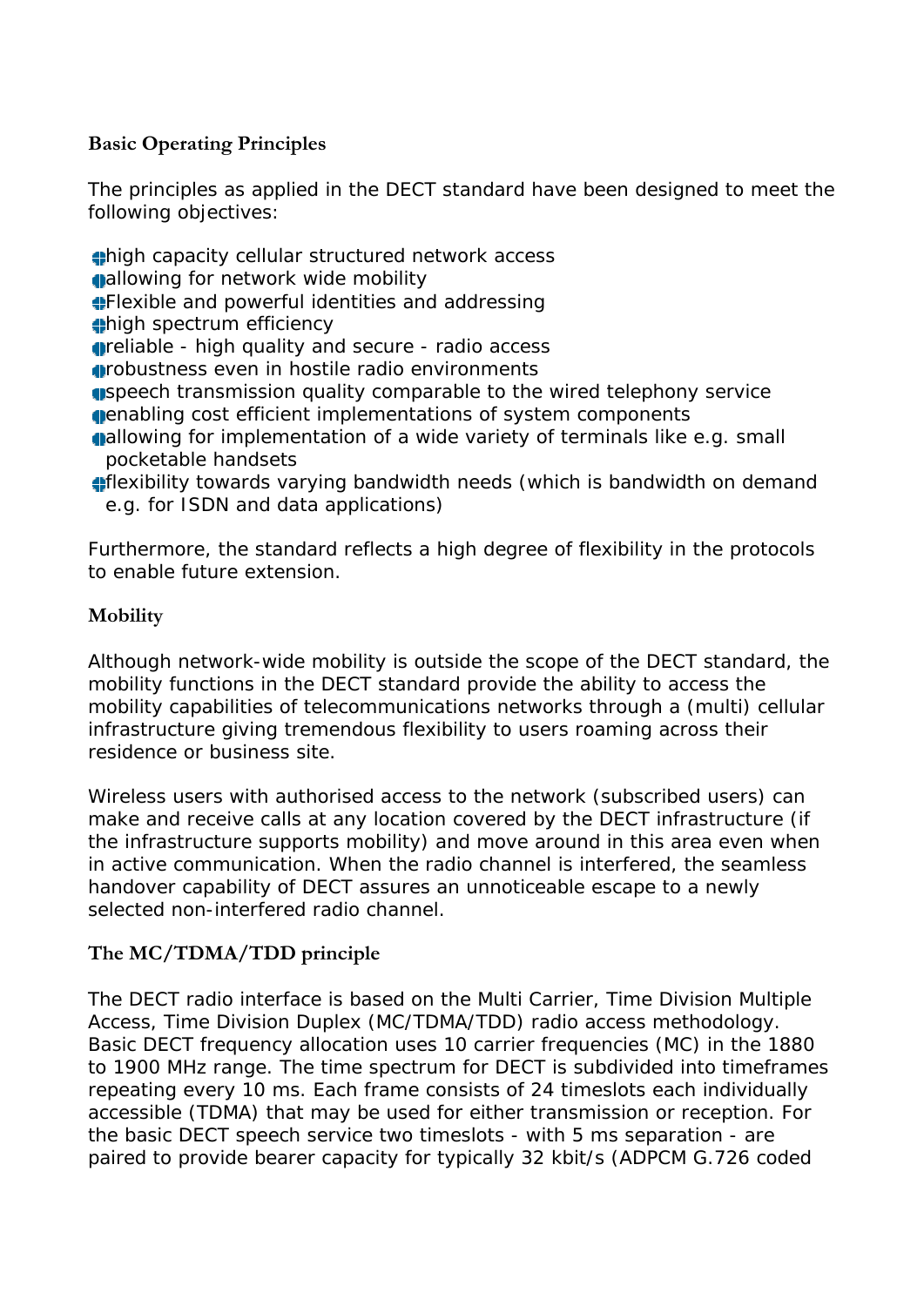**Basic Operating Principles**

The principles as applied in the DECT standard have been designed to meet the following objectives:

- high capacity cellular structured network access
- allowing for network wide mobility
- Flexible and powerful identities and addressing
- high spectrum efficiency
- reliable - high quality and secure - radio access
- robustness even in hostile radio environments
- speech transmission quality comparable to the wired telephony service
- enabling cost efficient implementations of system components
- allowing for implementation of a wide variety of terminals like e.g. small pocketable handsets
- flexibility towards varying bandwidth needs (which is bandwidth on demand e.g. for ISDN and data applications)

Furthermore, the standard reflects a high degree of flexibility in the protocols to enable future extension.

**Mobility**

Although network-wide mobility is outside the scope of the DECT standard, the mobility functions in the DECT standard provide the ability to access the mobility capabilities of telecommunications networks through a (multi) cellular infrastructure giving tremendous flexibility to users roaming across their residence or business site.

Wireless users with authorised access to the network (subscribed users) can make and receive calls at any location covered by the DECT infrastructure (if the infrastructure supports mobility) and move around in this area even when in active communication. When the radio channel is interfered, the seamless handover capability of DECT assures an unnoticeable escape to a newly selected non-interfered radio channel.

**The MC/TDMA/TDD principle**

The DECT radio interface is based on the Multi Carrier, Time Division Multiple Access, Time Division Duplex (MC/TDMA/TDD) radio access methodology. Basic DECT frequency allocation uses 10 carrier frequencies (MC) in the 1880 to 1900 MHz range. The time spectrum for DECT is subdivided into timeframes repeating every 10 ms. Each frame consists of 24 timeslots each individually accessible (TDMA) that may be used for either transmission or reception. For the basic DECT speech service two timeslots - with 5 ms separation - are paired to provide bearer capacity for typically 32 kbit/s (ADPCM G.726 coded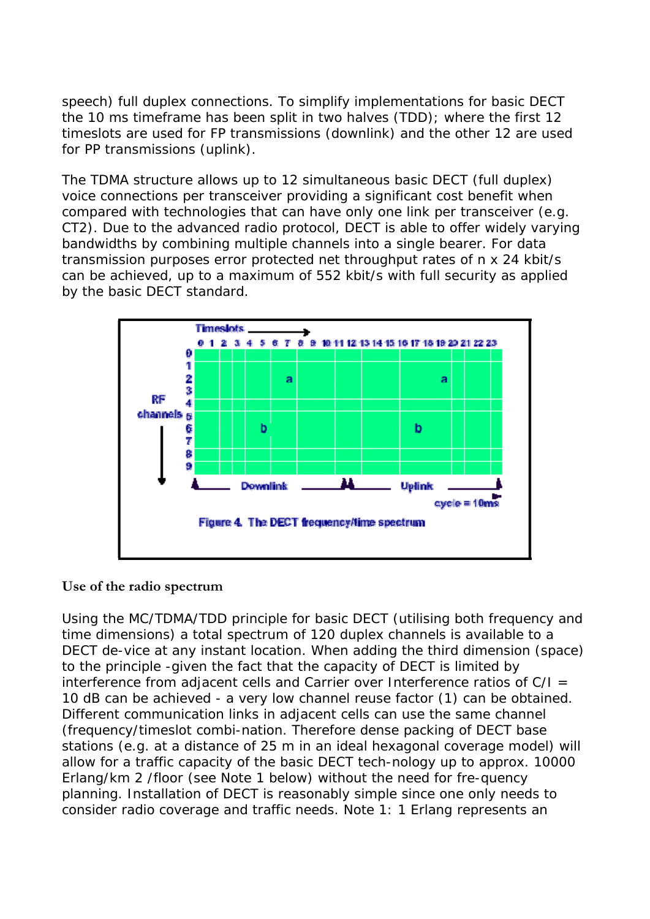speech) full duplex connections. To simplify implementations for basic DECT the 10 ms timeframe has been split in two halves (TDD); where the first 12 timeslots are used for FP transmissions (downlink) and the other 12 are used for PP transmissions (uplink).

The TDMA structure allows up to 12 simultaneous basic DECT (full duplex) voice connections per transceiver providing a significant cost benefit when compared with technologies that can have only one link per transceiver (e.g. CT2). Due to the advanced radio protocol, DECT is able to offer widely varying bandwidths by combining multiple channels into a single bearer. For data transmission purposes error protected net throughput rates of n x 24 kbit/s can be achieved, up to a maximum of 552 kbit/s with full security as applied by the basic DECT standard.

Figure 4. The DECT frequency/time spectrum

### Use of the radio spectrum

Using the MC/TDMA/TDD principle for basic DECT (utilising both frequency and time dimensions) a total spectrum of 120 duplex channels is available to a DECT de-vice at any instant location. When adding the third dimension (space) to the principle -given the fact that the capacity of DECT is limited by interference from adjacent cells and Carrier over Interference ratios of C/I = 10 dB can be achieved - a very low channel reuse factor (1) can be obtained. Different communication links in adjacent cells can use the same channel (frequency/timeslot combi-nation. Therefore dense packing of DECT base stations (e.g. at a distance of 25 m in an ideal hexagonal coverage model) will allow for a traffic capacity of the basic DECT tech-nology up to approx. 10000 Erlang/km 2 /floor (see Note 1 below) without the need for fre-quency planning. Installation of DECT is reasonably simple since one only needs to consider radio coverage and traffic needs. Note 1: 1 Erlang represents an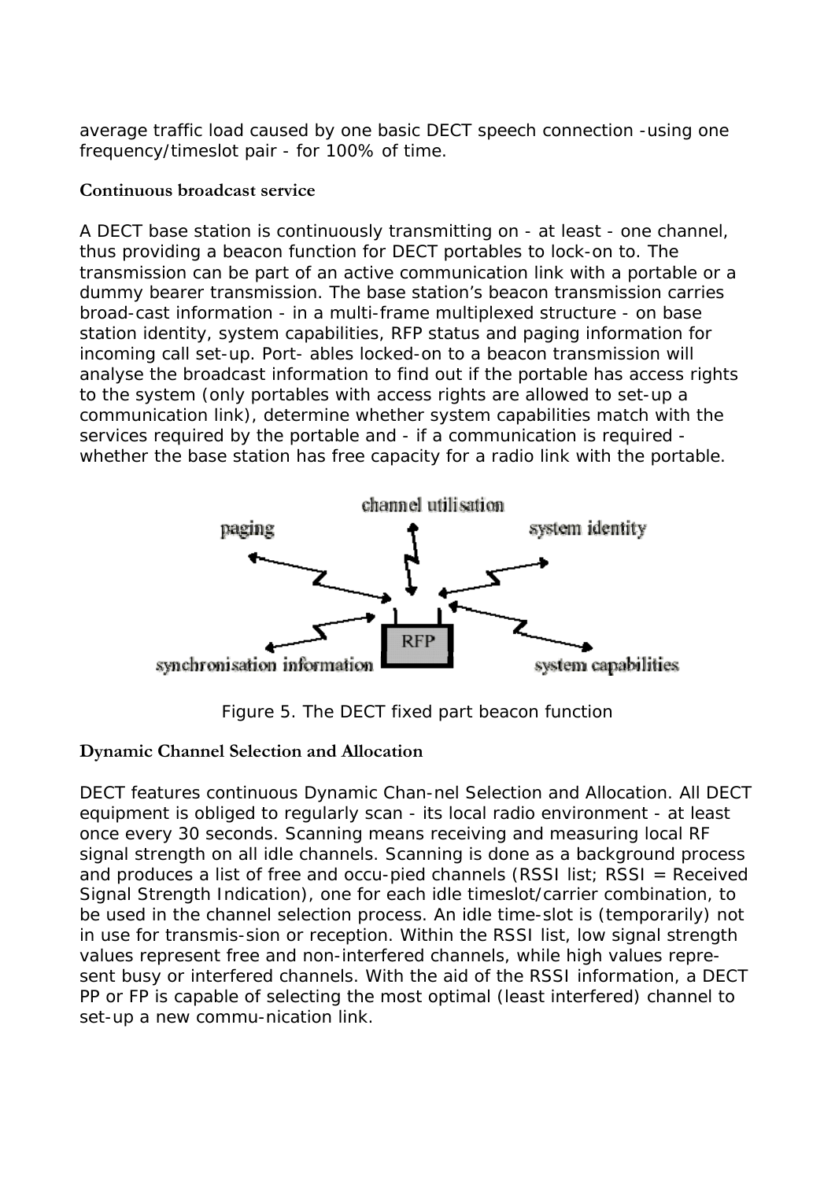average traffic load caused by one basic DECT speech connection -using one frequency/timeslot pair - for 100% of time.

### Continuous broadcast service

A DECT base station is continuously transmitting on - at least - one channel, thus providing a beacon function for DECT portables to lock-on to. The transmission can be part of an active communication link with a portable or a dummy bearer transmission. The base station's beacon transmission carries broad-cast information - in a multi-frame multiplexed structure - on base station identity, system capabilities, RFP status and paging information for incoming call set-up. Port- ables locked-on to a beacon transmission will analyse the broadcast information to find out if the portable has access rights to the system (only portables with access rights are allowed to set-up a communication link), determine whether system capabilities match with the services required by the portable and - if a communication is required - whether the base station has free capacity for a radio link with the portable.

channel utilisation

paging

system identity

RFP

synchronisation information

system capabilities

Figure 5. The DECT fixed part beacon function

### Dynamic Channel Selection and Allocation

DECT features continuous Dynamic Chan-nel Selection and Allocation. All DECT equipment is obliged to regularly scan - its local radio environment - at least once every 30 seconds. Scanning means receiving and measuring local RF signal strength on all idle channels. Scanning is done as a background process and produces a list of free and occu-pied channels (RSSI list; RSSI = Received Signal Strength Indication), one for each idle timeslot/carrier combination, to be used in the channel selection process. An idle time-slot is (temporarily) not in use for transmis-sion or reception. Within the RSSI list, low signal strength values represent free and non-interfered channels, while high values repre-sent busy or interfered channels. With the aid of the RSSI information, a DECT PP or FP is capable of selecting the most optimal (least interfered) channel to set-up a new commu-nication link.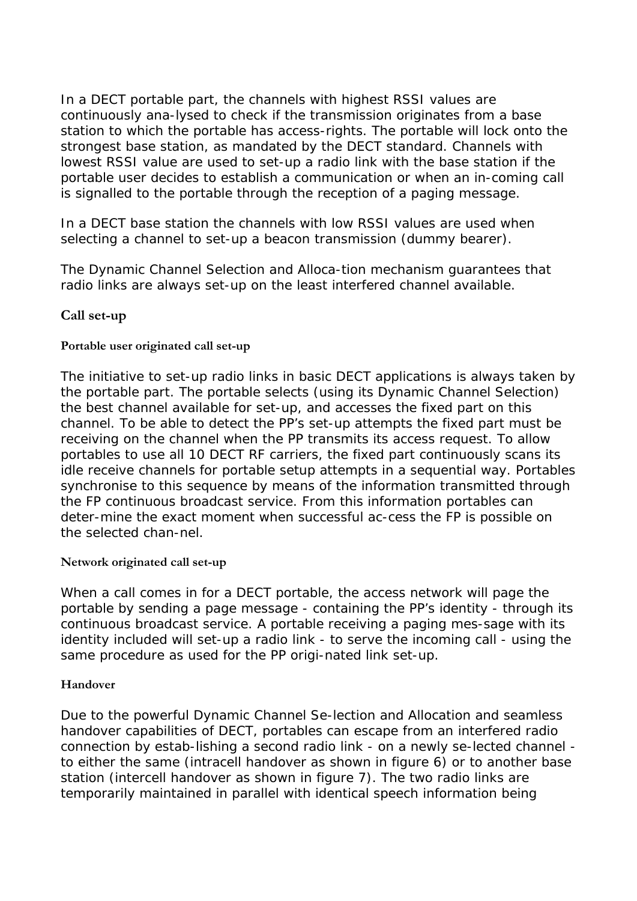In a DECT portable part, the channels with highest RSSI values are continuously ana-lysed to check if the transmission originates from a base station to which the portable has access-rights. The portable will lock onto the strongest base station, as mandated by the DECT standard. Channels with lowest RSSI value are used to set-up a radio link with the base station if the portable user decides to establish a communication or when an in-coming call is signalled to the portable through the reception of a paging message.

In a DECT base station the channels with low RSSI values are used when selecting a channel to set-up a beacon transmission (dummy bearer).

The Dynamic Channel Selection and Alloca-tion mechanism guarantees that radio links are always set-up on the least interfered channel available.

### Call set-up

#### Portable user originated call set-up

The initiative to set-up radio links in basic DECT applications is always taken by the portable part. The portable selects (using its Dynamic Channel Selection) the best channel available for set-up, and accesses the fixed part on this channel. To be able to detect the PP's set-up attempts the fixed part must be receiving on the channel when the PP transmits its access request. To allow portables to use all 10 DECT RF carriers, the fixed part continuously scans its idle receive channels for portable setup attempts in a sequential way. Portables synchronise to this sequence by means of the information transmitted through the FP continuous broadcast service. From this information portables can deter-mine the exact moment when successful ac-cess the FP is possible on the selected chan-nel.

#### Network originated call set-up

When a call comes in for a DECT portable, the access network will page the portable by sending a page message - containing the PP's identity - through its continuous broadcast service. A portable receiving a paging mes-sage with its identity included will set-up a radio link - to serve the incoming call - using the same procedure as used for the PP origi-nated link set-up.

#### Handover

Due to the powerful Dynamic Channel Se-lection and Allocation and seamless handover capabilities of DECT, portables can escape from an interfered radio connection by estab-lishing a second radio link - on a newly se-lected channel - to either the same (intracell handover as shown in figure 6) or to another base station (intercell handover as shown in figure 7). The two radio links are temporarily maintained in parallel with identical speech information being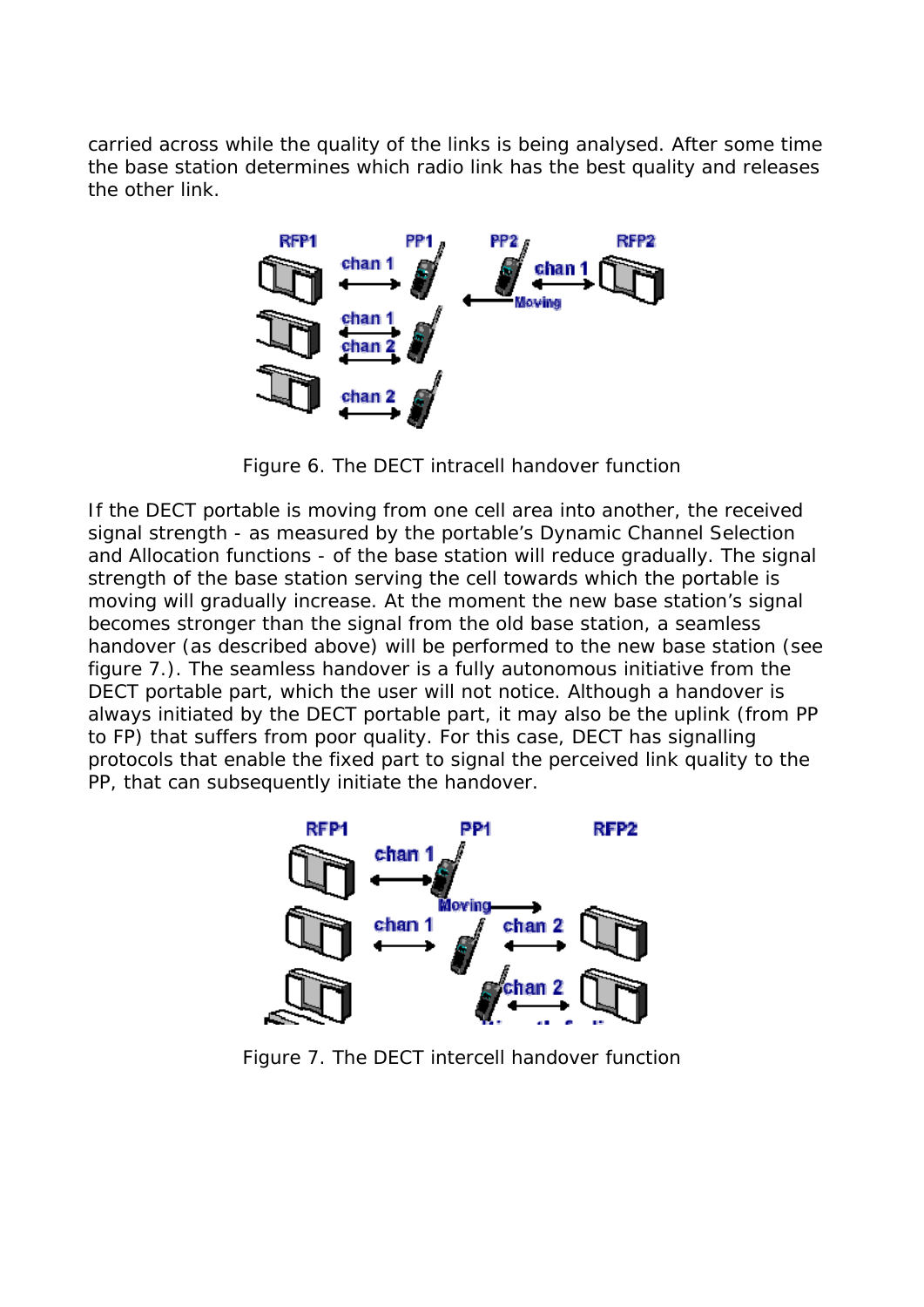carried across while the quality of the links is being analysed. After some time the base station determines which radio link has the best quality and releases the other link.

Figure 6. The DECT intracell handover function

If the DECT portable is moving from one cell area into another, the received signal strength - as measured by the portable's Dynamic Channel Selection and Allocation functions - of the base station will reduce gradually. The signal strength of the base station serving the cell towards which the portable is moving will gradually increase. At the moment the new base station's signal becomes stronger than the signal from the old base station, a seamless handover (as described above) will be performed to the new base station (see figure 7.). The seamless handover is a fully autonomous initiative from the DECT portable part, which the user will not notice. Although a handover is always initiated by the DECT portable part, it may also be the uplink (from PP to FP) that suffers from poor quality. For this case, DECT has signalling protocols that enable the fixed part to signal the perceived link quality to the PP, that can subsequently initiate the handover.

Figure 7. The DECT intercell handover function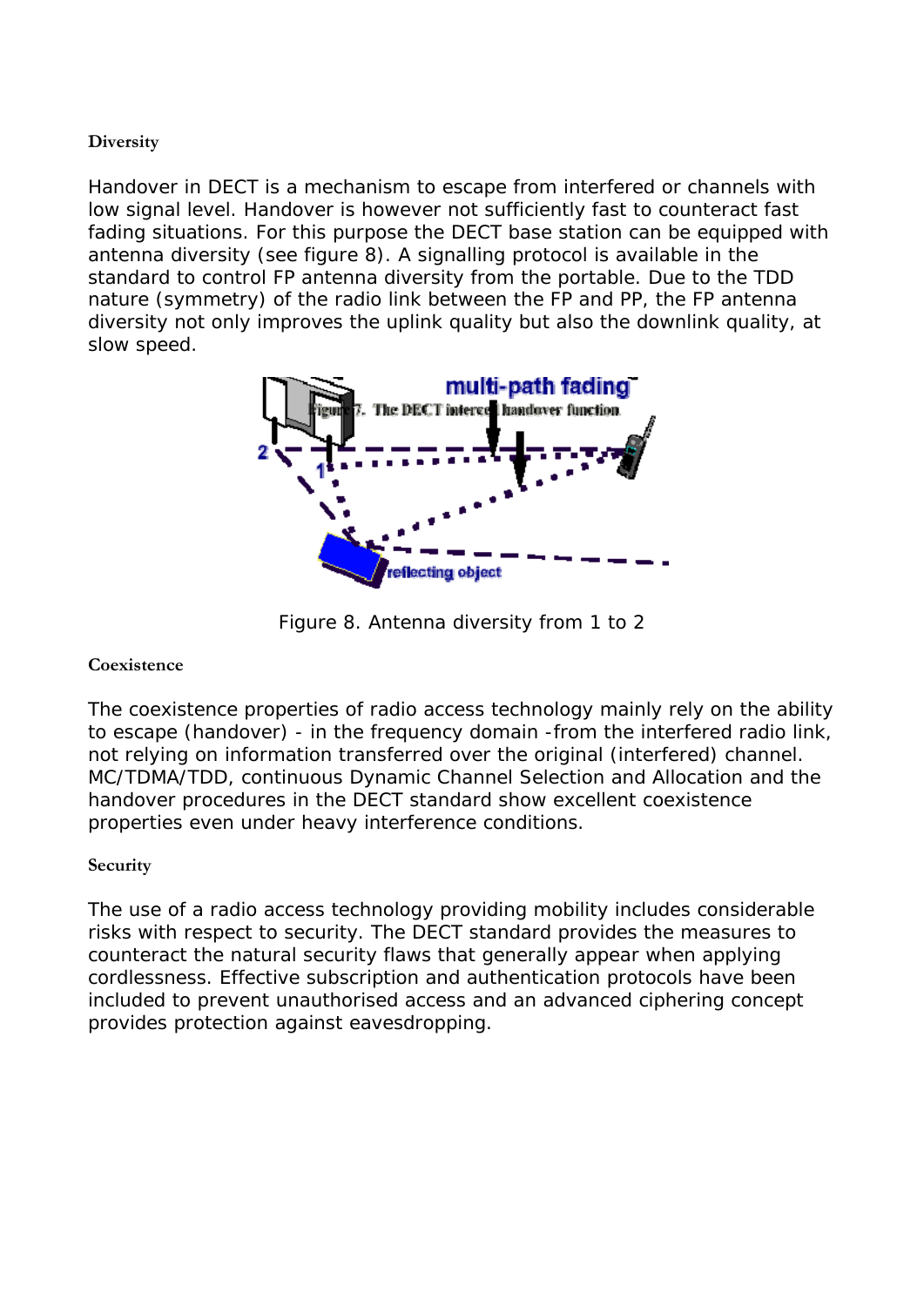### Diversity

Handover in DECT is a mechanism to escape from interfered or channels with low signal level. Handover is however not sufficiently fast to counteract fast fading situations. For this purpose the DECT base station can be equipped with antenna diversity (see figure 8). A signalling protocol is available in the standard to control FP antenna diversity from the portable. Due to the TDD nature (symmetry) of the radio link between the FP and PP, the FP antenna diversity not only improves the uplink quality but also the downlink quality, at slow speed.

Figure 8. Antenna diversity from 1 to 2

### Coexistence

The coexistence properties of radio access technology mainly rely on the ability to escape (handover) - in the frequency domain -from the interfered radio link, not relying on information transferred over the original (interfered) channel. MC/TDMA/TDD, continuous Dynamic Channel Selection and Allocation and the handover procedures in the DECT standard show excellent coexistence properties even under heavy interference conditions.

### Security

The use of a radio access technology providing mobility includes considerable risks with respect to security. The DECT standard provides the measures to counteract the natural security flaws that generally appear when applying cordlessness. Effective subscription and authentication protocols have been included to prevent unauthorised access and an advanced ciphering concept provides protection against eavesdropping.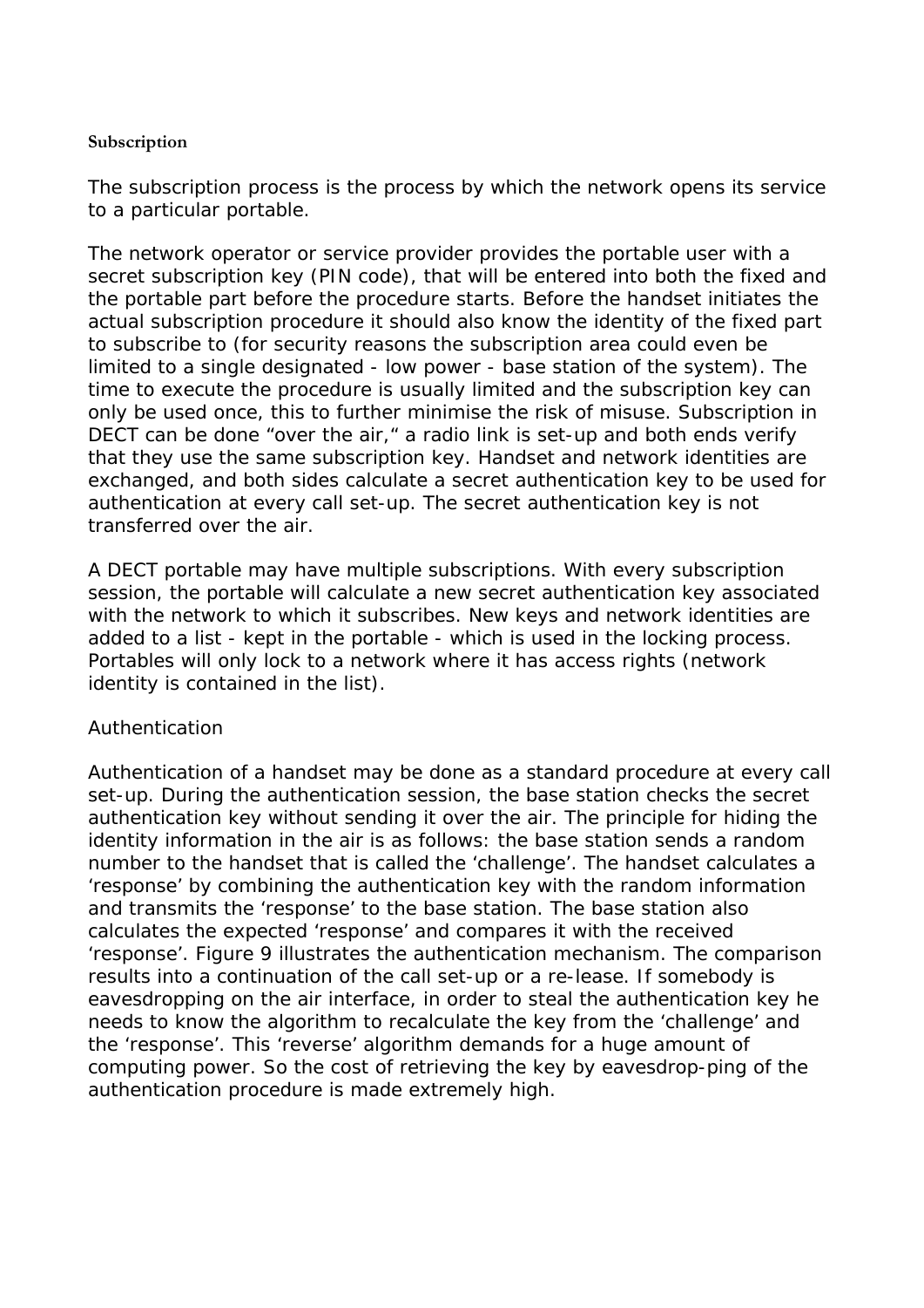### Subscription

The subscription process is the process by which the network opens its service to a particular portable.

The network operator or service provider provides the portable user with a secret subscription key (PIN code), that will be entered into both the fixed and the portable part before the procedure starts. Before the handset initiates the actual subscription procedure it should also know the identity of the fixed part to subscribe to (for security reasons the subscription area could even be limited to a single designated - low power - base station of the system). The time to execute the procedure is usually limited and the subscription key can only be used once, this to further minimise the risk of misuse. Subscription in DECT can be done "over the air," a radio link is set-up and both ends verify that they use the same subscription key. Handset and network identities are exchanged, and both sides calculate a secret authentication key to be used for authentication at every call set-up. The secret authentication key is not transferred over the air.

A DECT portable may have multiple subscriptions. With every subscription session, the portable will calculate a new secret authentication key associated with the network to which it subscribes. New keys and network identities are added to a list - kept in the portable - which is used in the locking process. Portables will only lock to a network where it has access rights (network identity is contained in the list).

### Authentication

Authentication of a handset may be done as a standard procedure at every call set-up. During the authentication session, the base station checks the secret authentication key without sending it over the air. The principle for hiding the identity information in the air is as follows: the base station sends a random number to the handset that is called the 'challenge'. The handset calculates a 'response' by combining the authentication key with the random information and transmits the 'response' to the base station. The base station also calculates the expected 'response' and compares it with the received 'response'. Figure 9 illustrates the authentication mechanism. The comparison results into a continuation of the call set-up or a re-lease. If somebody is eavesdropping on the air interface, in order to steal the authentication key he needs to know the algorithm to recalculate the key from the 'challenge' and the 'response'. This 'reverse' algorithm demands for a huge amount of computing power. So the cost of retrieving the key by eavesdrop-ping of the authentication procedure is made extremely high.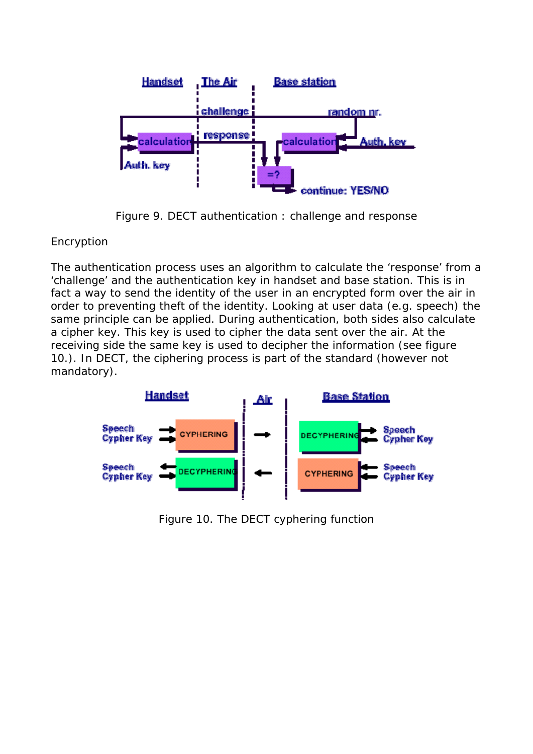Handset

The Air

Base station

challenge

random nr.

calculation

response

calculation

Auth. key

Auth. key

=?

continue: YES/NO

Figure 9. DECT authentication : challenge and response

## Encryption

The authentication process uses an algorithm to calculate the 'response' from a 'challenge' and the authentication key in handset and base station. This is in fact a way to send the identity of the user in an encrypted form over the air in order to preventing theft of the identity. Looking at user data (e.g. speech) the same principle can be applied. During authentication, both sides also calculate a cipher key. This key is used to cipher the data sent over the air. At the receiving side the same key is used to decipher the information (see figure 10.). In DECT, the ciphering process is part of the standard (however not mandatory).

Handset

Air

Base Station

Speech
Cypher Key

CYPHERING

DECYPHERING

Speech
Cypher Key

Speech
Cypher Key

DECYPHERING

CYPHERING

Speech
Cypher Key

Figure 10. The DECT cyphering function